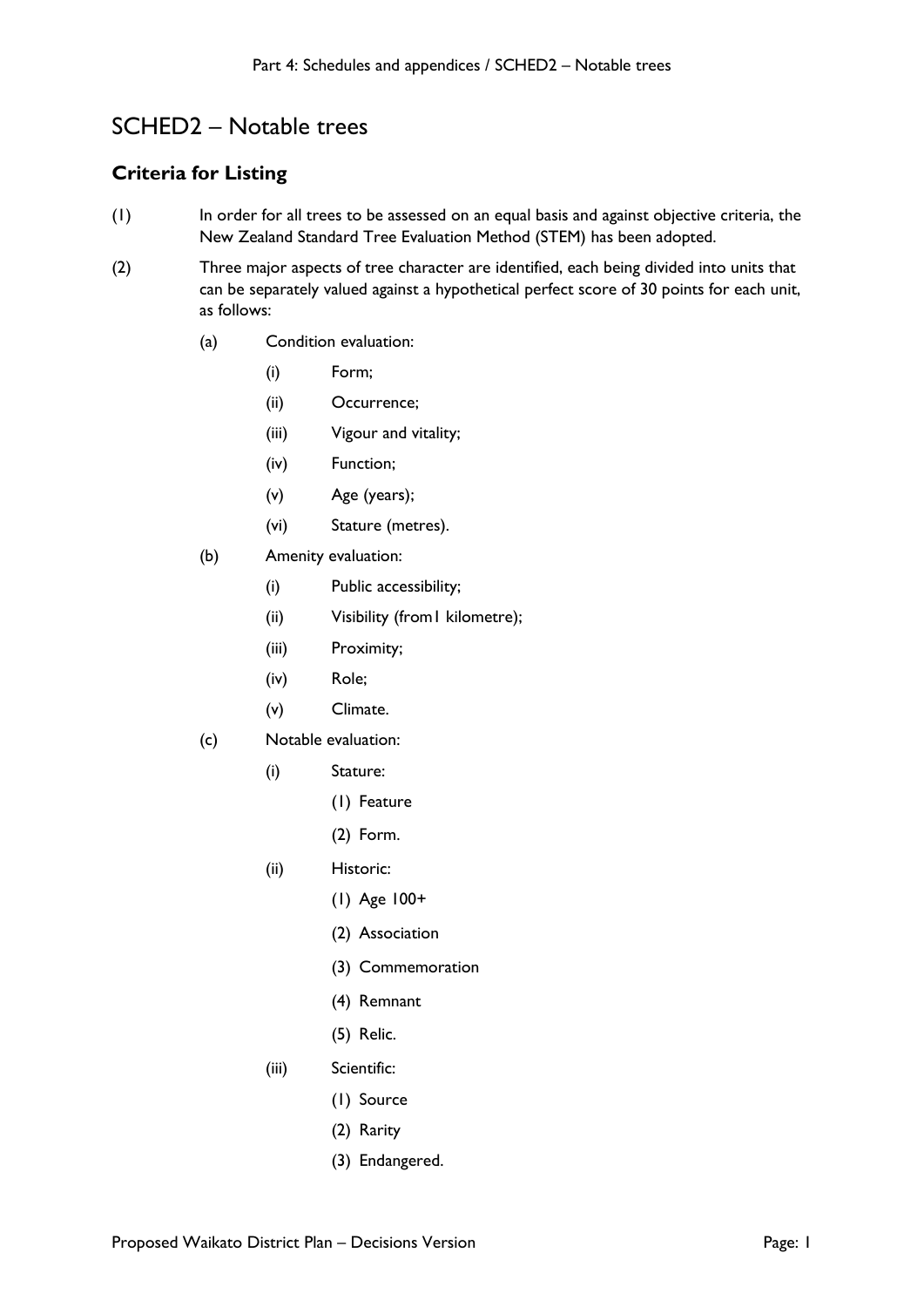# SCHED2 – Notable trees

## Criteria for Listing

(1) In order for all trees to be assessed on an equal basis and against objective criteria, the New Zealand Standard Tree Evaluation Method (STEM) has been adopted.

(2) Three major aspects of tree character are identified, each being divided into units that can be separately valued against a hypothetical perfect score of 30 points for each unit, as follows:

- (a) Condition evaluation:
  - (i) Form;
  - (ii) Occurrence;
  - (iii) Vigour and vitality;
  - (iv) Function;
  - (v) Age (years);
  - (vi) Stature (metres).
- (b) Amenity evaluation:
  - (i) Public accessibility;
  - (ii) Visibility (from1 kilometre);
  - (iii) Proximity;
  - (iv) Role;
  - (v) Climate.
- (c) Notable evaluation:
  - (i) Stature:
    - (1) Feature
    - (2) Form.
  - (ii) Historic:
    - (1) Age 100+
    - (2) Association
    - (3) Commemoration
    - (4) Remnant
    - (5) Relic.
  - (iii) Scientific:
    - (1) Source
    - (2) Rarity
    - (3) Endangered.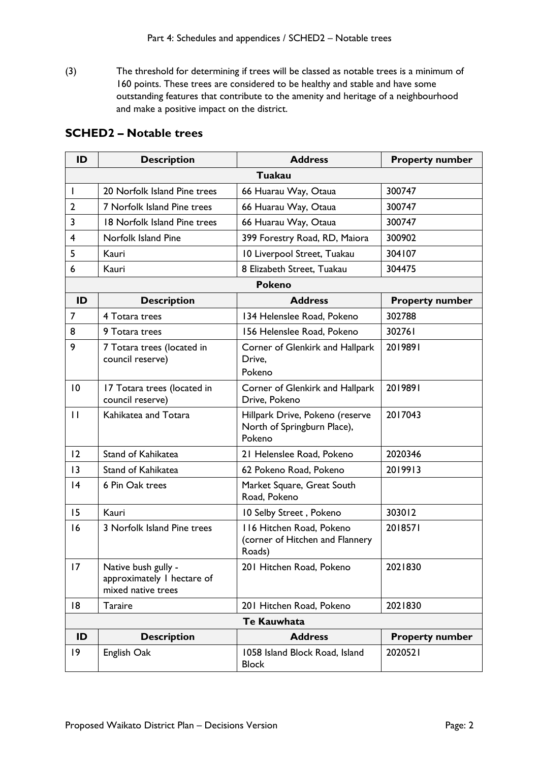(3) The threshold for determining if trees will be classed as notable trees is a minimum of 160 points. These trees are considered to be healthy and stable and have some outstanding features that contribute to the amenity and heritage of a neighbourhood and make a positive impact on the district.

## SCHED2 – Notable trees

| ID | Description | Address | Property number |
|---|---|---|---|
| **Tuakau** | | | |
| 1 | 20 Norfolk Island Pine trees | 66 Huarau Way, Otaua | 300747 |
| 2 | 7 Norfolk Island Pine trees | 66 Huarau Way, Otaua | 300747 |
| 3 | 18 Norfolk Island Pine trees | 66 Huarau Way, Otaua | 300747 |
| 4 | Norfolk Island Pine | 399 Forestry Road, RD, Maiora | 300902 |
| 5 | Kauri | 10 Liverpool Street, Tuakau | 304107 |
| 6 | Kauri | 8 Elizabeth Street, Tuakau | 304475 |
| **Pokeno** | | | |
| **ID** | **Description** | **Address** | **Property number** |
| 7 | 4 Totara trees | 134 Helenslee Road, Pokeno | 302788 |
| 8 | 9 Totara trees | 156 Helenslee Road, Pokeno | 302761 |
| 9 | 7 Totara trees (located in council reserve) | Corner of Glenkirk and Hallpark Drive, Pokeno | 2019891 |
| 10 | 17 Totara trees (located in council reserve) | Corner of Glenkirk and Hallpark Drive, Pokeno | 2019891 |
| 11 | Kahikatea and Totara | Hillpark Drive, Pokeno (reserve North of Springburn Place), Pokeno | 2017043 |
| 12 | Stand of Kahikatea | 21 Helenslee Road, Pokeno | 2020346 |
| 13 | Stand of Kahikatea | 62 Pokeno Road, Pokeno | 2019913 |
| 14 | 6 Pin Oak trees | Market Square, Great South Road, Pokeno | |
| 15 | Kauri | 10 Selby Street , Pokeno | 303012 |
| 16 | 3 Norfolk Island Pine trees | 116 Hitchen Road, Pokeno (corner of Hitchen and Flannery Roads) | 2018571 |
| 17 | Native bush gully - approximately 1 hectare of mixed native trees | 201 Hitchen Road, Pokeno | 2021830 |
| 18 | Taraire | 201 Hitchen Road, Pokeno | 2021830 |
| **Te Kauwhata** | | | |
| **ID** | **Description** | **Address** | **Property number** |
| 19 | English Oak | 1058 Island Block Road, Island Block | 2020521 |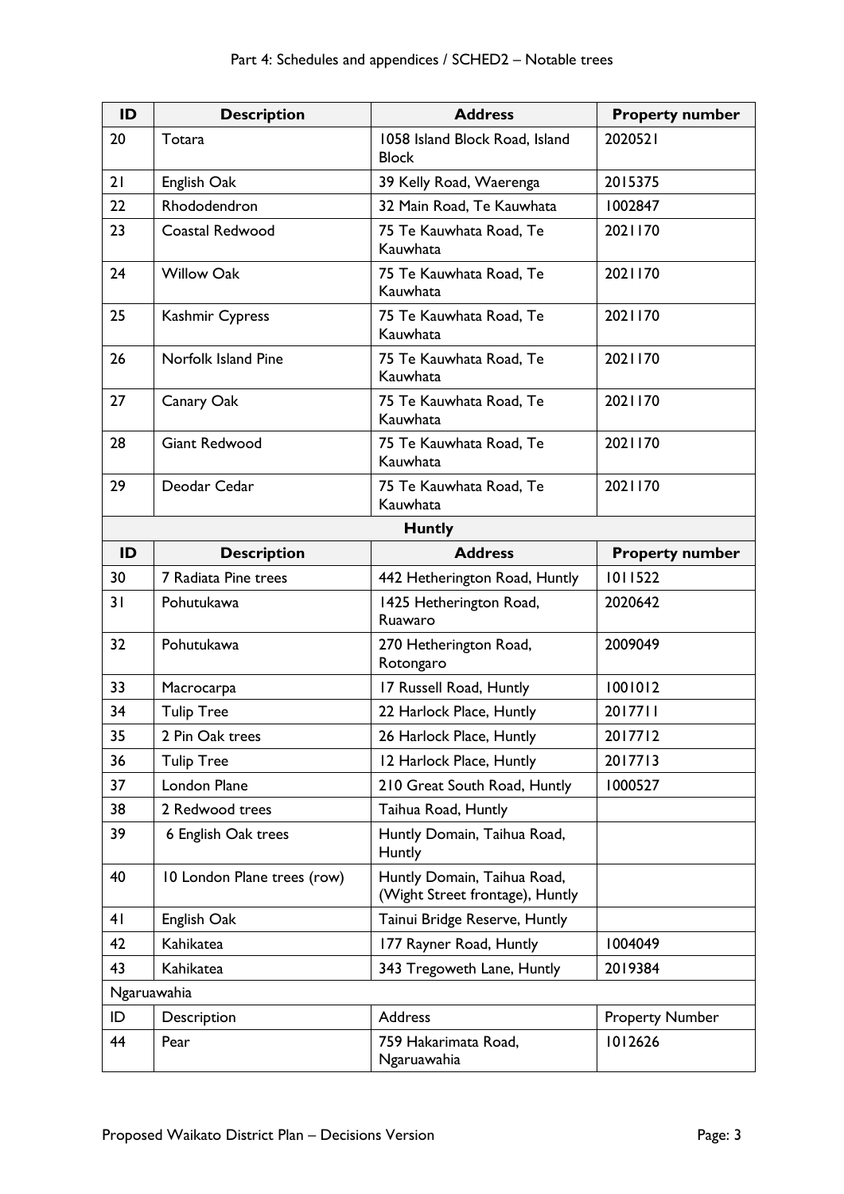| ID | Description | Address | Property number |
|---|---|---|---|
| 20 | Totara | 1058 Island Block Road, Island Block | 2020521 |
| 21 | English Oak | 39 Kelly Road, Waerenga | 2015375 |
| 22 | Rhododendron | 32 Main Road, Te Kauwhata | 1002847 |
| 23 | Coastal Redwood | 75 Te Kauwhata Road, Te Kauwhata | 2021170 |
| 24 | Willow Oak | 75 Te Kauwhata Road, Te Kauwhata | 2021170 |
| 25 | Kashmir Cypress | 75 Te Kauwhata Road, Te Kauwhata | 2021170 |
| 26 | Norfolk Island Pine | 75 Te Kauwhata Road, Te Kauwhata | 2021170 |
| 27 | Canary Oak | 75 Te Kauwhata Road, Te Kauwhata | 2021170 |
| 28 | Giant Redwood | 75 Te Kauwhata Road, Te Kauwhata | 2021170 |
| 29 | Deodar Cedar | 75 Te Kauwhata Road, Te Kauwhata | 2021170 |
| **Huntly** | | | |
| **ID** | **Description** | **Address** | **Property number** |
| 30 | 7 Radiata Pine trees | 442 Hetherington Road, Huntly | 1011522 |
| 31 | Pohutukawa | 1425 Hetherington Road, Ruawaro | 2020642 |
| 32 | Pohutukawa | 270 Hetherington Road, Rotongaro | 2009049 |
| 33 | Macrocarpa | 17 Russell Road, Huntly | 1001012 |
| 34 | Tulip Tree | 22 Harlock Place, Huntly | 2017711 |
| 35 | 2 Pin Oak trees | 26 Harlock Place, Huntly | 2017712 |
| 36 | Tulip Tree | 12 Harlock Place, Huntly | 2017713 |
| 37 | London Plane | 210 Great South Road, Huntly | 1000527 |
| 38 | 2 Redwood trees | Taihua Road, Huntly | |
| 39 | 6 English Oak trees | Huntly Domain, Taihua Road, Huntly | |
| 40 | 10 London Plane trees (row) | Huntly Domain, Taihua Road, (Wight Street frontage), Huntly | |
| 41 | English Oak | Tainui Bridge Reserve, Huntly | |
| 42 | Kahikatea | 177 Rayner Road, Huntly | 1004049 |
| 43 | Kahikatea | 343 Tregoweth Lane, Huntly | 2019384 |
| Ngaruawahia | | | |
| ID | Description | Address | Property Number |
| 44 | Pear | 759 Hakarimata Road, Ngaruawahia | 1012626 |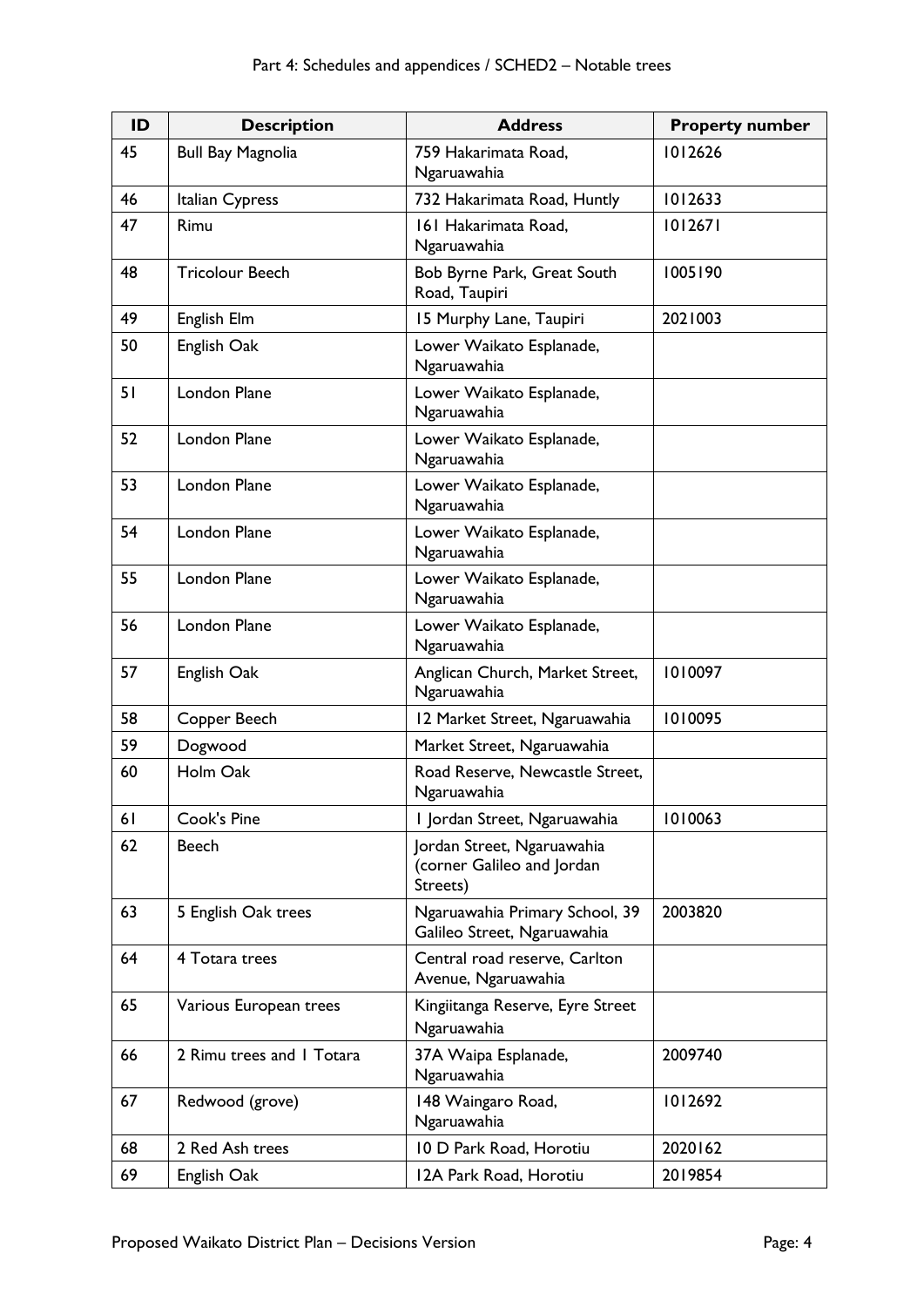| ID | Description | Address | Property number |
|---|---|---|---|
| 45 | Bull Bay Magnolia | 759 Hakarimata Road, Ngaruawahia | 1012626 |
| 46 | Italian Cypress | 732 Hakarimata Road, Huntly | 1012633 |
| 47 | Rimu | 161 Hakarimata Road, Ngaruawahia | 1012671 |
| 48 | Tricolour Beech | Bob Byrne Park, Great South Road, Taupiri | 1005190 |
| 49 | English Elm | 15 Murphy Lane, Taupiri | 2021003 |
| 50 | English Oak | Lower Waikato Esplanade, Ngaruawahia | |
| 51 | London Plane | Lower Waikato Esplanade, Ngaruawahia | |
| 52 | London Plane | Lower Waikato Esplanade, Ngaruawahia | |
| 53 | London Plane | Lower Waikato Esplanade, Ngaruawahia | |
| 54 | London Plane | Lower Waikato Esplanade, Ngaruawahia | |
| 55 | London Plane | Lower Waikato Esplanade, Ngaruawahia | |
| 56 | London Plane | Lower Waikato Esplanade, Ngaruawahia | |
| 57 | English Oak | Anglican Church, Market Street, Ngaruawahia | 1010097 |
| 58 | Copper Beech | 12 Market Street, Ngaruawahia | 1010095 |
| 59 | Dogwood | Market Street, Ngaruawahia | |
| 60 | Holm Oak | Road Reserve, Newcastle Street, Ngaruawahia | |
| 61 | Cook's Pine | 1 Jordan Street, Ngaruawahia | 1010063 |
| 62 | Beech | Jordan Street, Ngaruawahia (corner Galileo and Jordan Streets) | |
| 63 | 5 English Oak trees | Ngaruawahia Primary School, 39 Galileo Street, Ngaruawahia | 2003820 |
| 64 | 4 Totara trees | Central road reserve, Carlton Avenue, Ngaruawahia | |
| 65 | Various European trees | Kingiitanga Reserve, Eyre Street Ngaruawahia | |
| 66 | 2 Rimu trees and 1 Totara | 37A Waipa Esplanade, Ngaruawahia | 2009740 |
| 67 | Redwood (grove) | 148 Waingaro Road, Ngaruawahia | 1012692 |
| 68 | 2 Red Ash trees | 10 D Park Road, Horotiu | 2020162 |
| 69 | English Oak | 12A Park Road, Horotiu | 2019854 |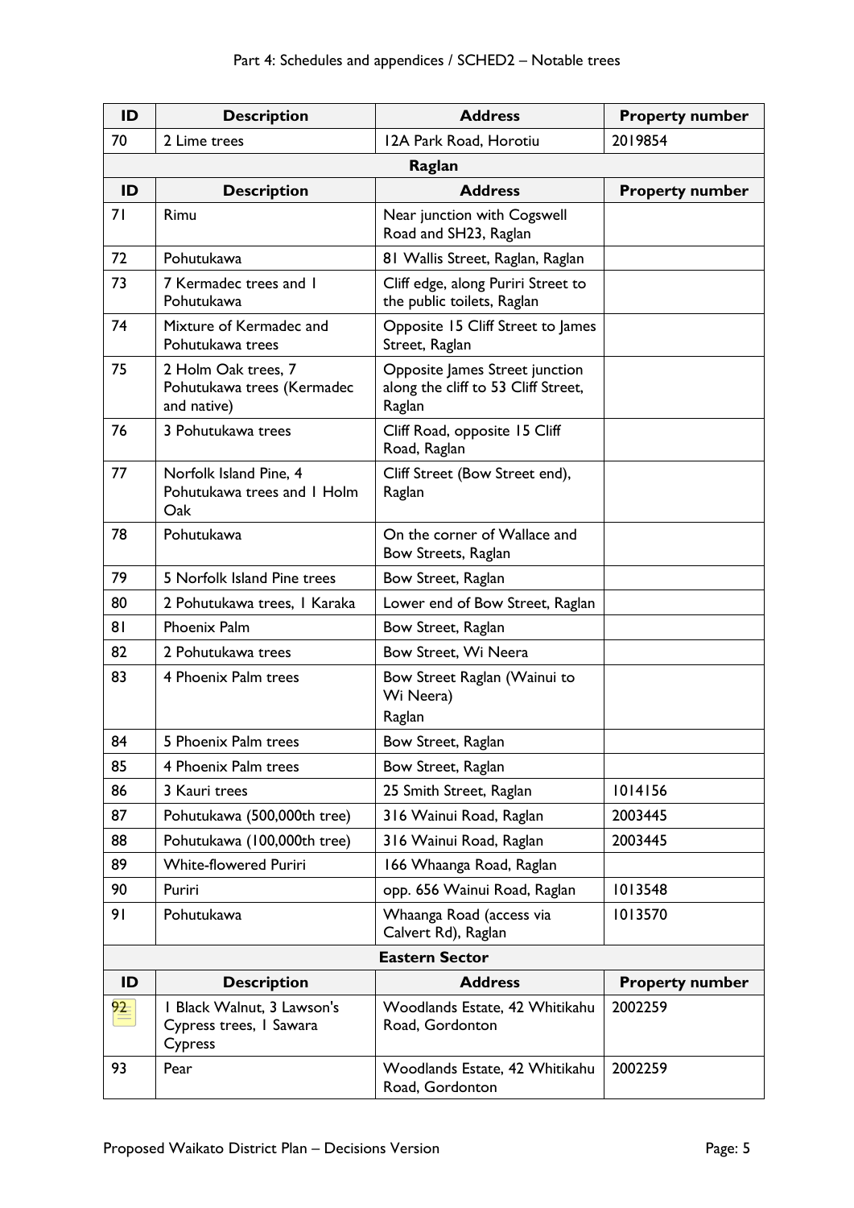| ID | Description | Address | Property number |
|---|---|---|---|
| 70 | 2 Lime trees | 12A Park Road, Horotiu | 2019854 |
| | | **Raglan** | |
| **ID** | **Description** | **Address** | **Property number** |
| 71 | Rimu | Near junction with Cogswell Road and SH23, Raglan | |
| 72 | Pohutukawa | 81 Wallis Street, Raglan, Raglan | |
| 73 | 7 Kermadec trees and 1 Pohutukawa | Cliff edge, along Puriri Street to the public toilets, Raglan | |
| 74 | Mixture of Kermadec and Pohutukawa trees | Opposite 15 Cliff Street to James Street, Raglan | |
| 75 | 2 Holm Oak trees, 7 Pohutukawa trees (Kermadec and native) | Opposite James Street junction along the cliff to 53 Cliff Street, Raglan | |
| 76 | 3 Pohutukawa trees | Cliff Road, opposite 15 Cliff Road, Raglan | |
| 77 | Norfolk Island Pine, 4 Pohutukawa trees and 1 Holm Oak | Cliff Street (Bow Street end), Raglan | |
| 78 | Pohutukawa | On the corner of Wallace and Bow Streets, Raglan | |
| 79 | 5 Norfolk Island Pine trees | Bow Street, Raglan | |
| 80 | 2 Pohutukawa trees, 1 Karaka | Lower end of Bow Street, Raglan | |
| 81 | Phoenix Palm | Bow Street, Raglan | |
| 82 | 2 Pohutukawa trees | Bow Street, Wi Neera | |
| 83 | 4 Phoenix Palm trees | Bow Street Raglan (Wainui to Wi Neera) Raglan | |
| 84 | 5 Phoenix Palm trees | Bow Street, Raglan | |
| 85 | 4 Phoenix Palm trees | Bow Street, Raglan | |
| 86 | 3 Kauri trees | 25 Smith Street, Raglan | 1014156 |
| 87 | Pohutukawa (500,000th tree) | 316 Wainui Road, Raglan | 2003445 |
| 88 | Pohutukawa (100,000th tree) | 316 Wainui Road, Raglan | 2003445 |
| 89 | White-flowered Puriri | 166 Whaanga Road, Raglan | |
| 90 | Puriri | opp. 656 Wainui Road, Raglan | 1013548 |
| 91 | Pohutukawa | Whaanga Road (access via Calvert Rd), Raglan | 1013570 |
| | | **Eastern Sector** | |
| **ID** | **Description** | **Address** | **Property number** |
| 92 | 1 Black Walnut, 3 Lawson's Cypress trees, 1 Sawara Cypress | Woodlands Estate, 42 Whitikahu Road, Gordonton | 2002259 |
| 93 | Pear | Woodlands Estate, 42 Whitikahu Road, Gordonton | 2002259 |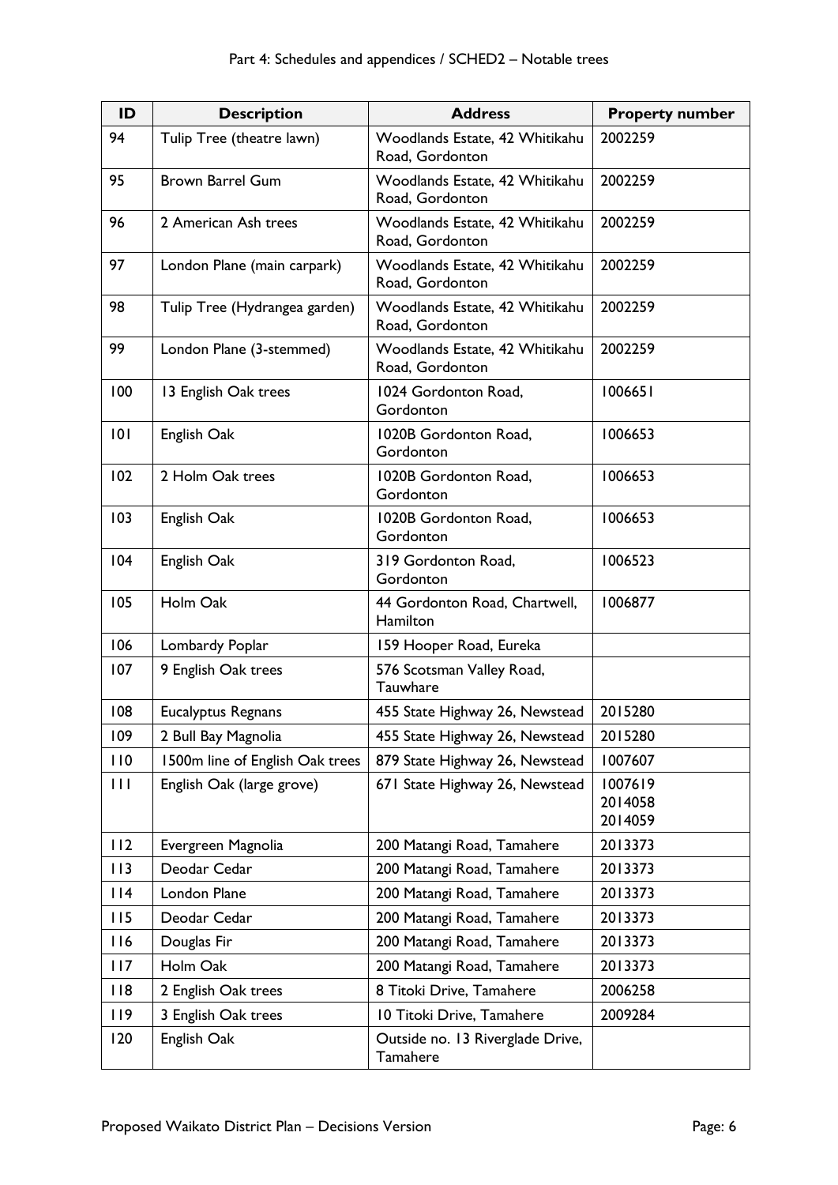| ID | Description | Address | Property number |
|---|---|---|---|
| 94 | Tulip Tree (theatre lawn) | Woodlands Estate, 42 Whitikahu Road, Gordonton | 2002259 |
| 95 | Brown Barrel Gum | Woodlands Estate, 42 Whitikahu Road, Gordonton | 2002259 |
| 96 | 2 American Ash trees | Woodlands Estate, 42 Whitikahu Road, Gordonton | 2002259 |
| 97 | London Plane (main carpark) | Woodlands Estate, 42 Whitikahu Road, Gordonton | 2002259 |
| 98 | Tulip Tree (Hydrangea garden) | Woodlands Estate, 42 Whitikahu Road, Gordonton | 2002259 |
| 99 | London Plane (3-stemmed) | Woodlands Estate, 42 Whitikahu Road, Gordonton | 2002259 |
| 100 | 13 English Oak trees | 1024 Gordonton Road, Gordonton | 1006651 |
| 101 | English Oak | 1020B Gordonton Road, Gordonton | 1006653 |
| 102 | 2 Holm Oak trees | 1020B Gordonton Road, Gordonton | 1006653 |
| 103 | English Oak | 1020B Gordonton Road, Gordonton | 1006653 |
| 104 | English Oak | 319 Gordonton Road, Gordonton | 1006523 |
| 105 | Holm Oak | 44 Gordonton Road, Chartwell, Hamilton | 1006877 |
| 106 | Lombardy Poplar | 159 Hooper Road, Eureka | |
| 107 | 9 English Oak trees | 576 Scotsman Valley Road, Tauwhare | |
| 108 | Eucalyptus Regnans | 455 State Highway 26, Newstead | 2015280 |
| 109 | 2 Bull Bay Magnolia | 455 State Highway 26, Newstead | 2015280 |
| 110 | 1500m line of English Oak trees | 879 State Highway 26, Newstead | 1007607 |
| 111 | English Oak (large grove) | 671 State Highway 26, Newstead | 1007619 2014058 2014059 |
| 112 | Evergreen Magnolia | 200 Matangi Road, Tamahere | 2013373 |
| 113 | Deodar Cedar | 200 Matangi Road, Tamahere | 2013373 |
| 114 | London Plane | 200 Matangi Road, Tamahere | 2013373 |
| 115 | Deodar Cedar | 200 Matangi Road, Tamahere | 2013373 |
| 116 | Douglas Fir | 200 Matangi Road, Tamahere | 2013373 |
| 117 | Holm Oak | 200 Matangi Road, Tamahere | 2013373 |
| 118 | 2 English Oak trees | 8 Titoki Drive, Tamahere | 2006258 |
| 119 | 3 English Oak trees | 10 Titoki Drive, Tamahere | 2009284 |
| 120 | English Oak | Outside no. 13 Riverglade Drive, Tamahere | |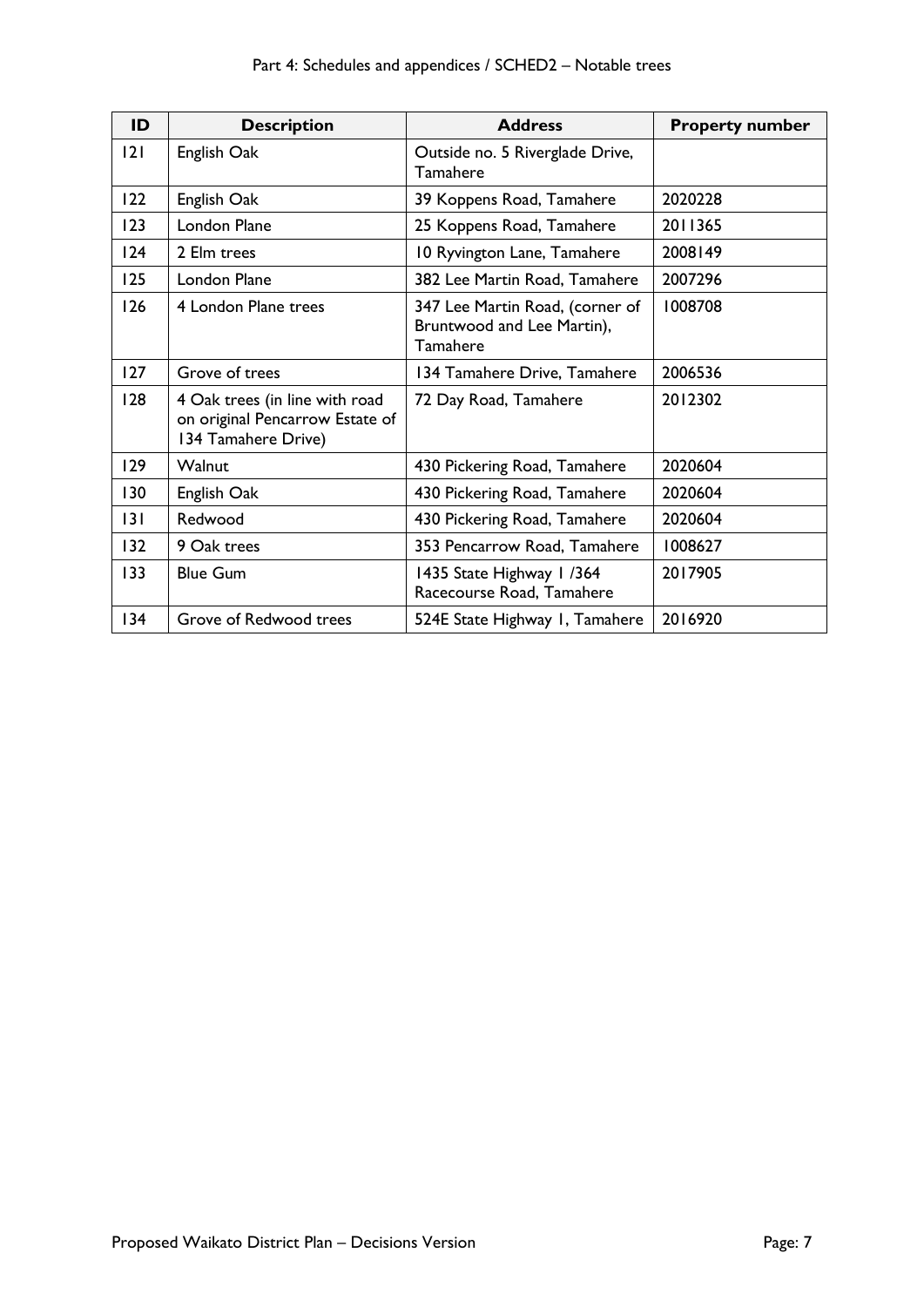| ID | Description | Address | Property number |
|---|---|---|---|
| 121 | English Oak | Outside no. 5 Riverglade Drive, Tamahere | |
| 122 | English Oak | 39 Koppens Road, Tamahere | 2020228 |
| 123 | London Plane | 25 Koppens Road, Tamahere | 2011365 |
| 124 | 2 Elm trees | 10 Ryvington Lane, Tamahere | 2008149 |
| 125 | London Plane | 382 Lee Martin Road, Tamahere | 2007296 |
| 126 | 4 London Plane trees | 347 Lee Martin Road, (corner of Bruntwood and Lee Martin), Tamahere | 1008708 |
| 127 | Grove of trees | 134 Tamahere Drive, Tamahere | 2006536 |
| 128 | 4 Oak trees (in line with road on original Pencarrow Estate of 134 Tamahere Drive) | 72 Day Road, Tamahere | 2012302 |
| 129 | Walnut | 430 Pickering Road, Tamahere | 2020604 |
| 130 | English Oak | 430 Pickering Road, Tamahere | 2020604 |
| 131 | Redwood | 430 Pickering Road, Tamahere | 2020604 |
| 132 | 9 Oak trees | 353 Pencarrow Road, Tamahere | 1008627 |
| 133 | Blue Gum | 1435 State Highway 1 /364 Racecourse Road, Tamahere | 2017905 |
| 134 | Grove of Redwood trees | 524E State Highway 1, Tamahere | 2016920 |